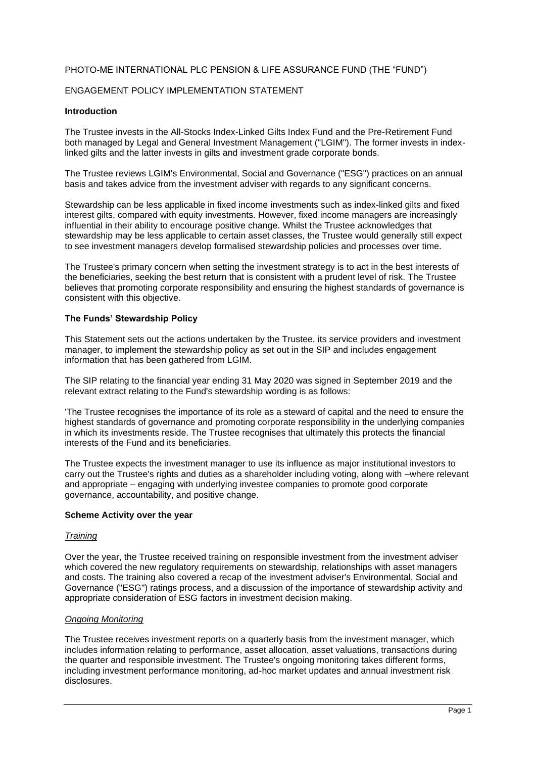PHOTO-ME INTERNATIONAL PLC PENSION & LIFE ASSURANCE FUND (THE "FUND")

ENGAGEMENT POLICY IMPLEMENTATION STATEMENT

**Introduction**

The Trustee invests in the All-Stocks Index-Linked Gilts Index Fund and the Pre-Retirement Fund both managed by Legal and General Investment Management ("LGIM"). The former invests in index-linked gilts and the latter invests in gilts and investment grade corporate bonds.

The Trustee reviews LGIM's Environmental, Social and Governance ("ESG") practices on an annual basis and takes advice from the investment adviser with regards to any significant concerns.

Stewardship can be less applicable in fixed income investments such as index-linked gilts and fixed interest gilts, compared with equity investments. However, fixed income managers are increasingly influential in their ability to encourage positive change. Whilst the Trustee acknowledges that stewardship may be less applicable to certain asset classes, the Trustee would generally still expect to see investment managers develop formalised stewardship policies and processes over time.

The Trustee's primary concern when setting the investment strategy is to act in the best interests of the beneficiaries, seeking the best return that is consistent with a prudent level of risk. The Trustee believes that promoting corporate responsibility and ensuring the highest standards of governance is consistent with this objective.

**The Funds' Stewardship Policy**

This Statement sets out the actions undertaken by the Trustee, its service providers and investment manager, to implement the stewardship policy as set out in the SIP and includes engagement information that has been gathered from LGIM.

The SIP relating to the financial year ending 31 May 2020 was signed in September 2019 and the relevant extract relating to the Fund's stewardship wording is as follows:

'The Trustee recognises the importance of its role as a steward of capital and the need to ensure the highest standards of governance and promoting corporate responsibility in the underlying companies in which its investments reside. The Trustee recognises that ultimately this protects the financial interests of the Fund and its beneficiaries.

The Trustee expects the investment manager to use its influence as major institutional investors to carry out the Trustee's rights and duties as a shareholder including voting, along with –where relevant and appropriate – engaging with underlying investee companies to promote good corporate governance, accountability, and positive change.

**Scheme Activity over the year**

*Training*

Over the year, the Trustee received training on responsible investment from the investment adviser which covered the new regulatory requirements on stewardship, relationships with asset managers and costs. The training also covered a recap of the investment adviser's Environmental, Social and Governance ("ESG") ratings process, and a discussion of the importance of stewardship activity and appropriate consideration of ESG factors in investment decision making.

*Ongoing Monitoring*

The Trustee receives investment reports on a quarterly basis from the investment manager, which includes information relating to performance, asset allocation, asset valuations, transactions during the quarter and responsible investment. The Trustee's ongoing monitoring takes different forms, including investment performance monitoring, ad-hoc market updates and annual investment risk disclosures.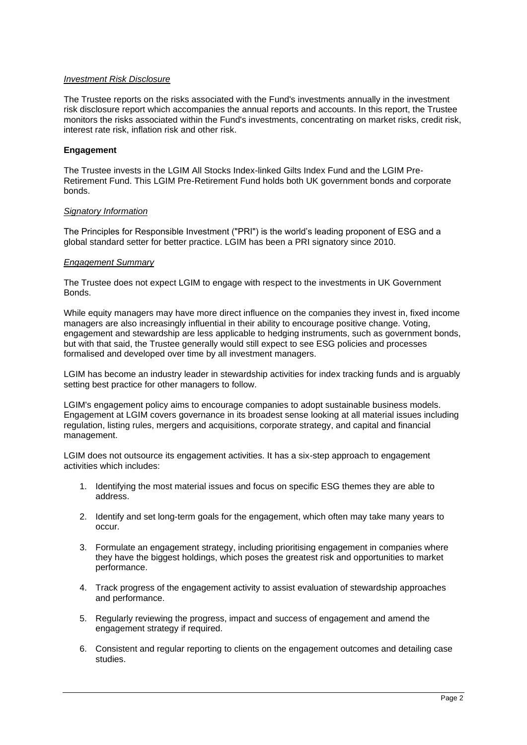*Investment Risk Disclosure*

The Trustee reports on the risks associated with the Fund's investments annually in the investment risk disclosure report which accompanies the annual reports and accounts. In this report, the Trustee monitors the risks associated within the Fund's investments, concentrating on market risks, credit risk, interest rate risk, inflation risk and other risk.

**Engagement**

The Trustee invests in the LGIM All Stocks Index-linked Gilts Index Fund and the LGIM Pre-Retirement Fund. This LGIM Pre-Retirement Fund holds both UK government bonds and corporate bonds.

*Signatory Information*

The Principles for Responsible Investment ("PRI") is the world's leading proponent of ESG and a global standard setter for better practice. LGIM has been a PRI signatory since 2010.

*Engagement Summary*

The Trustee does not expect LGIM to engage with respect to the investments in UK Government Bonds.

While equity managers may have more direct influence on the companies they invest in, fixed income managers are also increasingly influential in their ability to encourage positive change. Voting, engagement and stewardship are less applicable to hedging instruments, such as government bonds, but with that said, the Trustee generally would still expect to see ESG policies and processes formalised and developed over time by all investment managers.

LGIM has become an industry leader in stewardship activities for index tracking funds and is arguably setting best practice for other managers to follow.

LGIM's engagement policy aims to encourage companies to adopt sustainable business models. Engagement at LGIM covers governance in its broadest sense looking at all material issues including regulation, listing rules, mergers and acquisitions, corporate strategy, and capital and financial management.

LGIM does not outsource its engagement activities. It has a six-step approach to engagement activities which includes:

1. Identifying the most material issues and focus on specific ESG themes they are able to address.

2. Identify and set long-term goals for the engagement, which often may take many years to occur.

3. Formulate an engagement strategy, including prioritising engagement in companies where they have the biggest holdings, which poses the greatest risk and opportunities to market performance.

4. Track progress of the engagement activity to assist evaluation of stewardship approaches and performance.

5. Regularly reviewing the progress, impact and success of engagement and amend the engagement strategy if required.

6. Consistent and regular reporting to clients on the engagement outcomes and detailing case studies.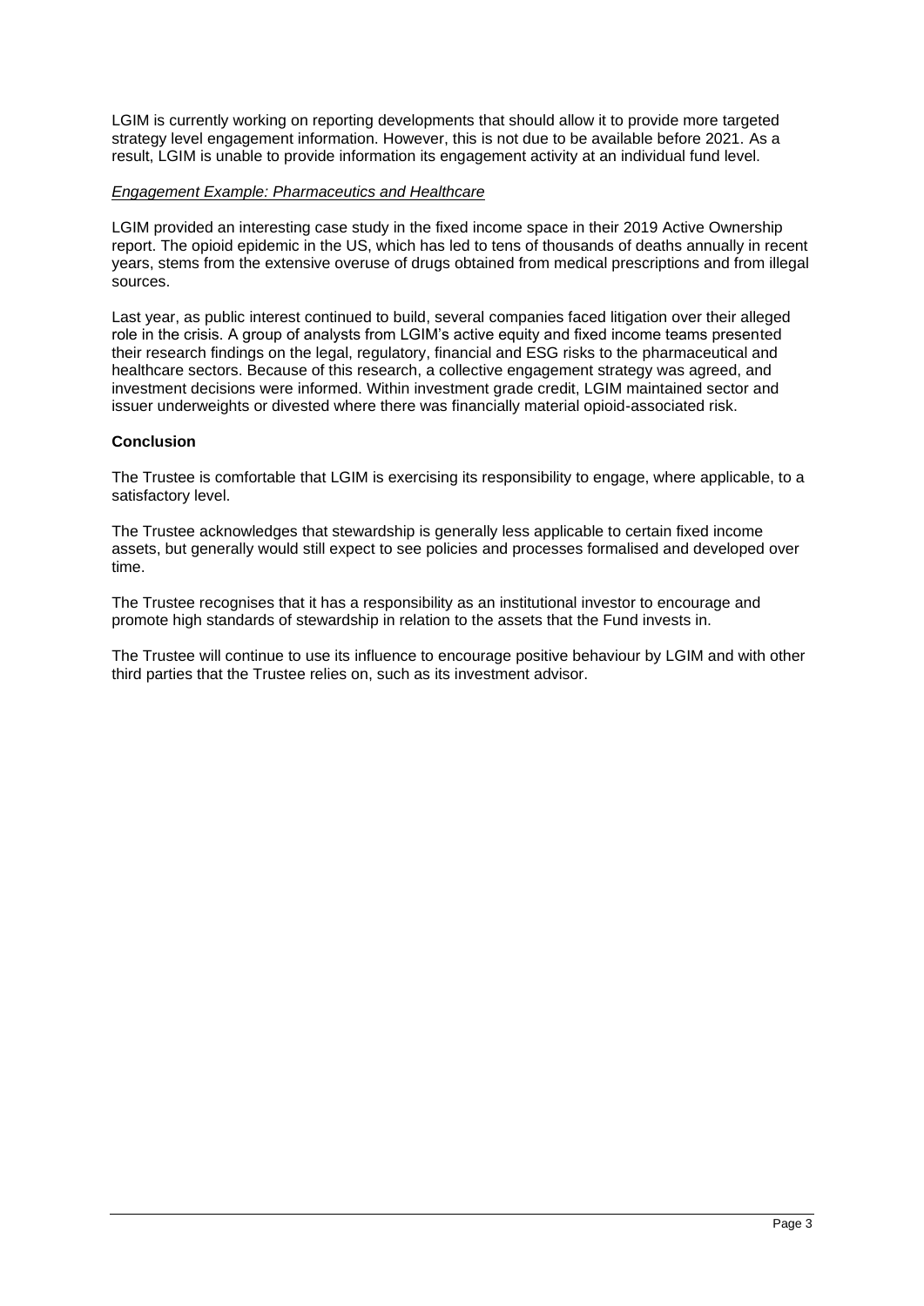LGIM is currently working on reporting developments that should allow it to provide more targeted strategy level engagement information. However, this is not due to be available before 2021. As a result, LGIM is unable to provide information its engagement activity at an individual fund level.

*Engagement Example: Pharmaceutics and Healthcare*

LGIM provided an interesting case study in the fixed income space in their 2019 Active Ownership report. The opioid epidemic in the US, which has led to tens of thousands of deaths annually in recent years, stems from the extensive overuse of drugs obtained from medical prescriptions and from illegal sources.

Last year, as public interest continued to build, several companies faced litigation over their alleged role in the crisis. A group of analysts from LGIM's active equity and fixed income teams presented their research findings on the legal, regulatory, financial and ESG risks to the pharmaceutical and healthcare sectors. Because of this research, a collective engagement strategy was agreed, and investment decisions were informed. Within investment grade credit, LGIM maintained sector and issuer underweights or divested where there was financially material opioid-associated risk.

**Conclusion**

The Trustee is comfortable that LGIM is exercising its responsibility to engage, where applicable, to a satisfactory level.

The Trustee acknowledges that stewardship is generally less applicable to certain fixed income assets, but generally would still expect to see policies and processes formalised and developed over time.

The Trustee recognises that it has a responsibility as an institutional investor to encourage and promote high standards of stewardship in relation to the assets that the Fund invests in.

The Trustee will continue to use its influence to encourage positive behaviour by LGIM and with other third parties that the Trustee relies on, such as its investment advisor.